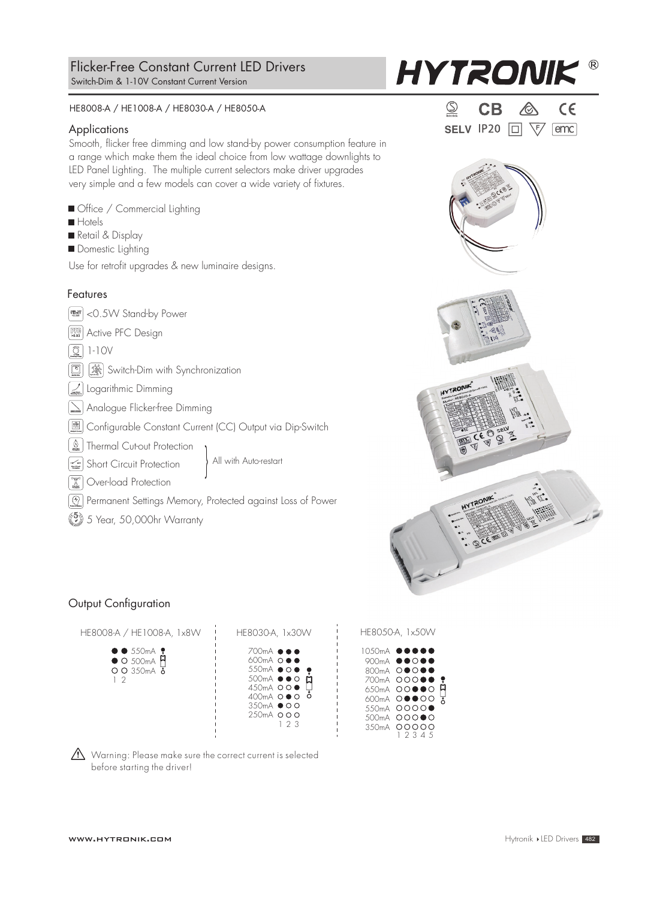# Flicker-Free Constant Current LED Drivers

Switch-Dim & 1-10V Constant Current Version

HYTRONIK ®

HE8008-A / HE1008-A / HE8030-A / HE8050-A

SELV IP20

## Applications

Smooth, flicker free dimming and low stand-by power consumption feature in a range which make them the ideal choice from low wattage downlights to LED Panel Lighting. The multiple current selectors make driver upgrades very simple and a few models can cover a wide variety of fixtures.

- Office / Commercial Lighting
- Hotels
- Retail & Display
- Domestic Lighting

Use for retrofit upgrades & new luminaire designs.

## Features

- <0.5W Stand-by Power
- Active PFC Design
- 1-10V
- Switch-Dim with Synchronization
- Logarithmic Dimming
- Analogue Flicker-free Dimming
- Configurable Constant Current (CC) Output via Dip-Switch
- Thermal Cut-out Protection (with Auto-restart)
- Short Circuit Protection (with Auto-restart)
- Over-load Protection (with Auto-restart)
- Permanent Settings Memory, Protected against Loss of Power
- 5 Year, 50,000hr Warranty

## Output Configuration

**HE8008-A / HE1008-A, 1x8W**

| Current | 1 | 2 |
|---|---|---|
| 550mA | ● | ● |
| 500mA | ● | ○ |
| 350mA | ○ | ○ |

**HE8030-A, 1x30W**

| Current | 1 | 2 | 3 |
|---|---|---|---|
| 700mA | ● | ● | ● |
| 600mA | ○ | ● | ● |
| 550mA | ● | ○ | ● |
| 500mA | ● | ● | ○ |
| 450mA | ○ | ○ | ● |
| 400mA | ○ | ● | ○ |
| 350mA | ● | ○ | ○ |
| 250mA | ○ | ○ | ○ |

**HE8050-A, 1x50W**

| Current | 1 | 2 | 3 | 4 | 5 |
|---|---|---|---|---|---|
| 1050mA | ● | ● | ● | ● | ● |
| 900mA | ● | ● | ○ | ● | ● |
| 800mA | ○ | ● | ○ | ● | ● |
| 700mA | ○ | ○ | ○ | ● | ● |
| 650mA | ○ | ○ | ● | ● | ○ |
| 600mA | ○ | ● | ● | ○ | ○ |
| 550mA | ○ | ○ | ○ | ○ | ● |
| 500mA | ○ | ○ | ○ | ● | ○ |
| 350mA | ○ | ○ | ○ | ○ | ○ |

⚠ Warning: Please make sure the correct current is selected before starting the driver!

WWW.HYTRONIK.COM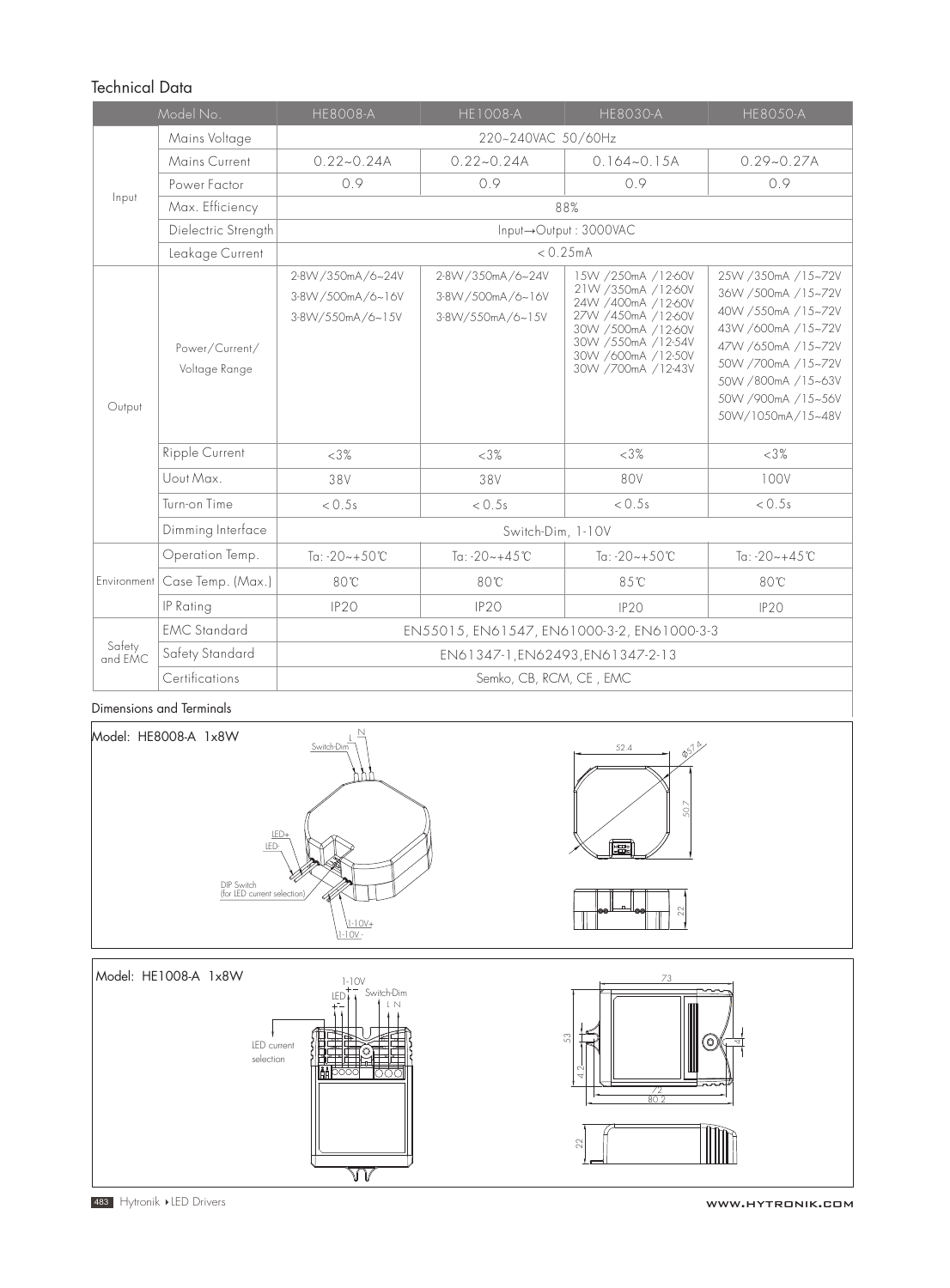## Technical Data

| Model No. | | HE8008-A | HE1008-A | HE8030-A | HE8050-A |
|---|---|---|---|---|---|
| Input | Mains Voltage | 220~240VAC 50/60Hz | | | |
| | Mains Current | 0.22~0.24A | 0.22~0.24A | 0.164~0.15A | 0.29~0.27A |
| | Power Factor | 0.9 | 0.9 | 0.9 | 0.9 |
| | Max. Efficiency | 88% | | | |
| | Dielectric Strength | Input→Output : 3000VAC | | | |
| | Leakage Current | < 0.25mA | | | |
| Output | Power/Current/ Voltage Range | 2-8W/350mA/6~24V<br>3-8W/500mA/6~16V<br>3-8W/550mA/6~15V | 2-8W/350mA/6~24V<br>3-8W/500mA/6~16V<br>3-8W/550mA/6~15V | 15W /250mA /12-60V<br>21W /350mA /12-60V<br>24W /400mA /12-60V<br>27W /450mA /12-60V<br>30W /500mA /12-60V<br>30W /550mA /12-54V<br>30W /600mA /12-50V<br>30W /700mA /12-43V | 25W /350mA /15~72V<br>36W /500mA /15~72V<br>40W /550mA /15~72V<br>43W /600mA /15~72V<br>47W /650mA /15~72V<br>50W /700mA /15~72V<br>50W /800mA /15~63V<br>50W /900mA /15~56V<br>50W/1050mA/15~48V |
| | Ripple Current | <3% | <3% | <3% | <3% |
| | Uout Max. | 38V | 38V | 80V | 100V |
| | Turn-on Time | < 0.5s | < 0.5s | < 0.5s | < 0.5s |
| | Dimming Interface | Switch-Dim, 1-10V | | | |
| Environment | Operation Temp. | Ta: -20~+50℃ | Ta: -20~+45℃ | Ta: -20~+50℃ | Ta: -20~+45℃ |
| | Case Temp. (Max.) | 80℃ | 80℃ | 85℃ | 80℃ |
| | IP Rating | IP20 | IP20 | IP20 | IP20 |
| Safety and EMC | EMC Standard | EN55015, EN61547, EN61000-3-2, EN61000-3-3 | | | |
| | Safety Standard | EN61347-1,EN62493,EN61347-2-13 | | | |
| | Certifications | Semko, CB, RCM, CE , EMC | | | |

## Dimensions and Terminals

Model: HE8008-A 1x8W

Switch-Dim, L, N, LED+, LED-, DIP Switch (for LED current selection), 1-10V+, 1-10V-

52.4, Ø57.4, 50.7, 22

Model: HE1008-A 1x8W

1-10V, LED + -, Switch-Dim L N, LED current selection

73, 53, 4.2, 72, 80.2, 4, 22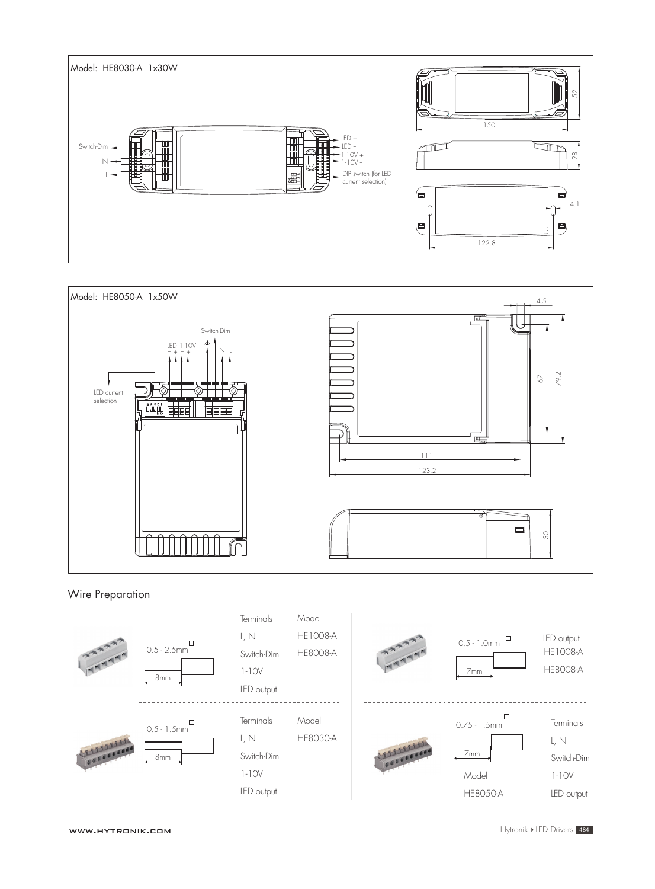Model: HE8030-A 1x30W

Switch-Dim

N

L

LED +

LED –

1-10V +

1-10V –

DIP switch (for LED current selection)

52

150

28

4.1

122.8

Model: HE8050-A 1x50W

Switch-Dim

LED 1-10V

– + – +

N L

LED current selection

4.5

67

79.2

111

123.2

30

## Wire Preparation

| | Terminals | Model |
|---|---|---|
| 0.5 - 2.5mm□, 8mm | L, N | HE1008-A |
| | Switch-Dim | HE8008-A |
| | 1-10V | |
| | LED output | |

| | LED output |
|---|---|
| 0.5 - 1.0mm□, 7mm | HE1008-A |
| | HE8008-A |

| | Terminals | Model |
|---|---|---|
| 0.5 - 1.5mm□, 8mm | L, N | HE8030-A |
| | Switch-Dim | |
| | 1-10V | |
| | LED output | |

| | Terminals |
|---|---|
| 0.75 - 1.5mm□, 7mm | L, N |
| | Switch-Dim |
| Model | 1-10V |
| HE8050-A | LED output |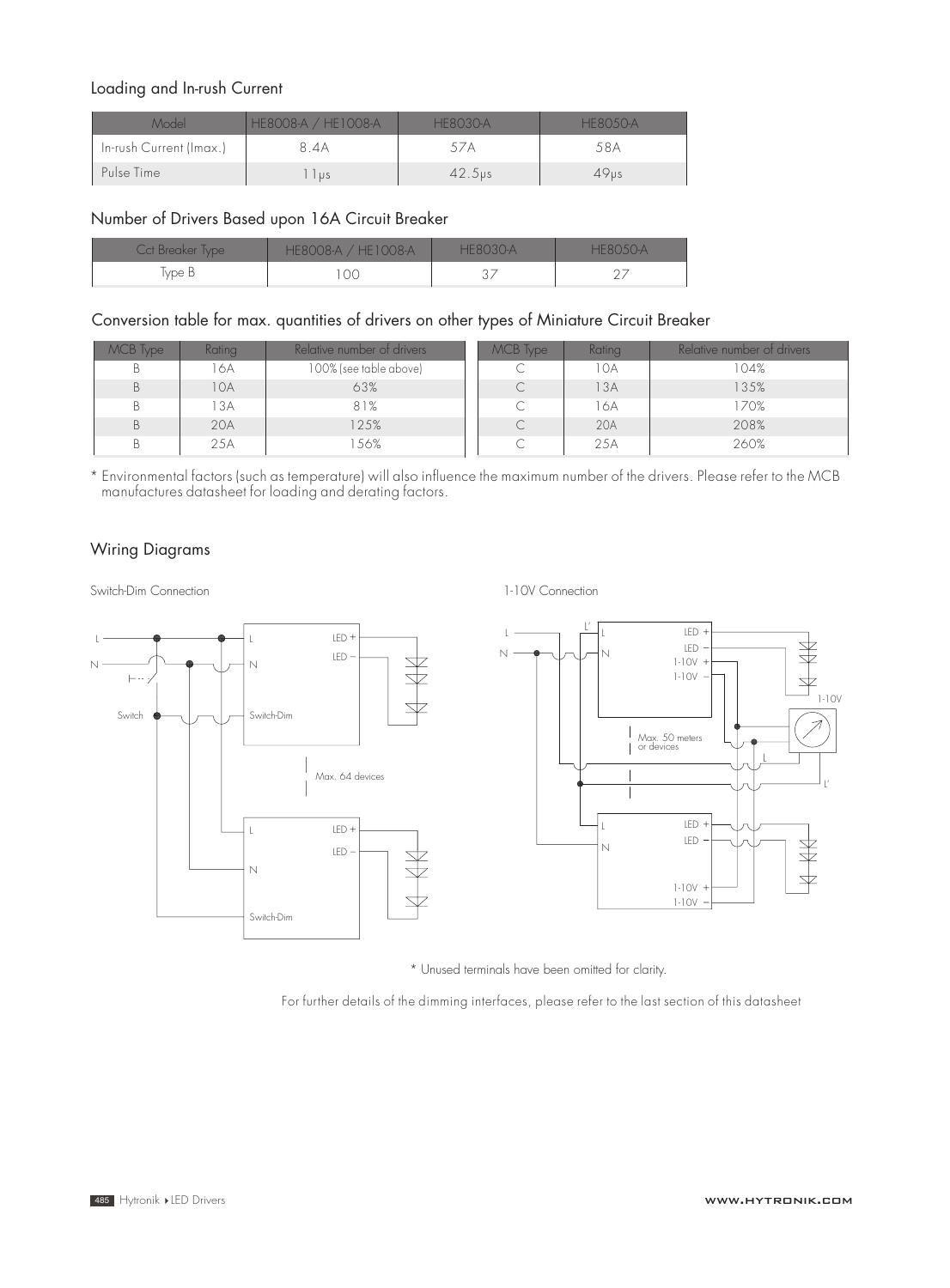## Loading and In-rush Current

| Model | HE8008-A / HE1008-A | HE8030-A | HE8050-A |
|---|---|---|---|
| In-rush Current (Imax.) | 8.4A | 57A | 58A |
| Pulse Time | 11μs | 42.5μs | 49μs |

## Number of Drivers Based upon 16A Circuit Breaker

| Cct Breaker Type | HE8008-A / HE1008-A | HE8030-A | HE8050-A |
|---|---|---|---|
| Type B | 100 | 37 | 27 |

## Conversion table for max. quantities of drivers on other types of Miniature Circuit Breaker

| MCB Type | Rating | Relative number of drivers |
|---|---|---|
| B | 16A | 100% (see table above) |
| B | 10A | 63% |
| B | 13A | 81% |
| B | 20A | 125% |
| B | 25A | 156% |

| MCB Type | Rating | Relative number of drivers |
|---|---|---|
| C | 10A | 104% |
| C | 13A | 135% |
| C | 16A | 170% |
| C | 20A | 208% |
| C | 25A | 260% |

* Environmental factors (such as temperature) will also influence the maximum number of the drivers. Please refer to the MCB manufactures datasheet for loading and derating factors.

## Wiring Diagrams

Switch-Dim Connection

L, N, Switch — L, N, Switch-Dim, LED +, LED – — Max. 64 devices

1-10V Connection

L, N, L', LED +, LED –, 1-10V +, 1-10V –, 1-10V — Max. 50 meters or devices

* Unused terminals have been omitted for clarity.

For further details of the dimming interfaces, please refer to the last section of this datasheet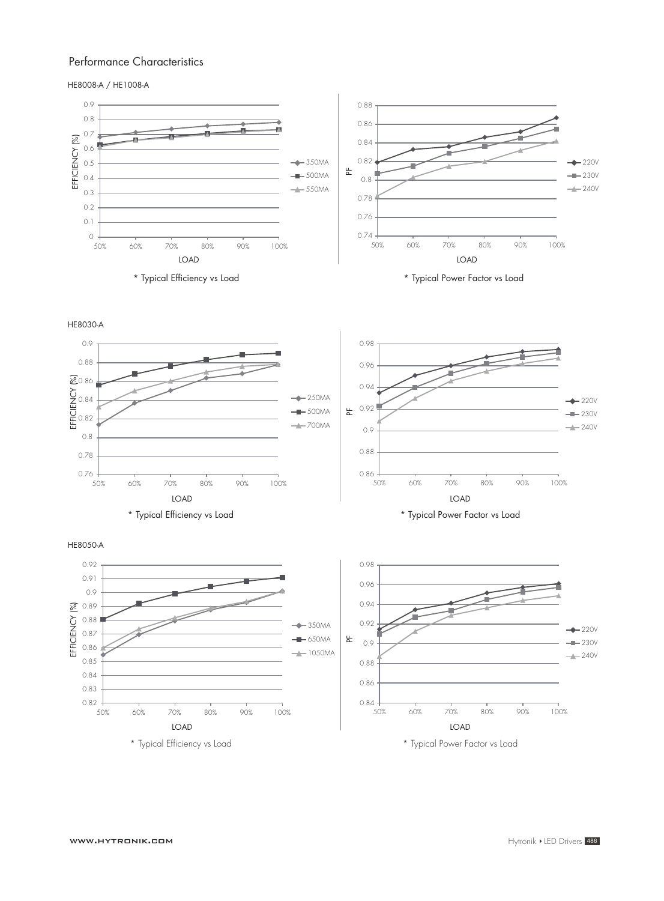# Performance Characteristics

## HE8008-A / HE1008-A

\* Typical Efficiency vs Load

\* Typical Power Factor vs Load

## HE8030-A

\* Typical Efficiency vs Load

\* Typical Power Factor vs Load

## HE8050-A

\* Typical Efficiency vs Load

\* Typical Power Factor vs Load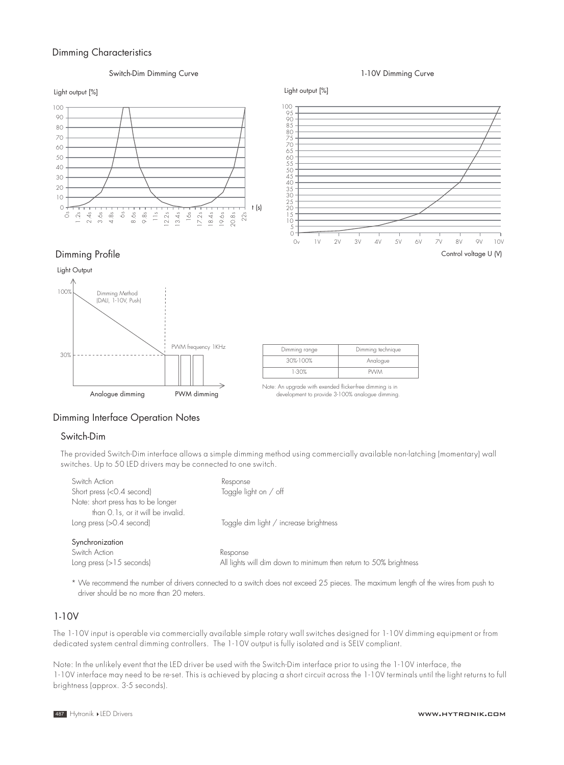## Dimming Characteristics

Switch-Dim Dimming Curve

Light output [%]

100
90
80
70
60
50
40
30
20
10
0

0s 1.2s 2.4s 3.6s 4.8s 6s 8.6s 9.8s 11s 12.2s 13.4s 16s 17.2s 18.4s 19.6s 20.8s 22s

t (s)

1-10V Dimming Curve

Light output [%]

100
95
90
85
80
75
70
65
60
55
50
45
40
35
30
25
20
15
10
5
0

0v 1V 2V 3V 4V 5V 6V 7V 8V 9V 10V

Control voltage U (V)

## Dimming Profile

Light Output

100%

Dimming Method
(DALI, 1-10V, Push)

30%

PWM frequency 1KHz

Analogue dimming

PWM dimming

| Dimming range | Dimming technique |
|---|---|
| 30%-100% | Analogue |
| 1-30% | PWM |

Note: An upgrade with exended flicker-free dimming is in development to provide 3-100% analogue dimming.

## Dimming Interface Operation Notes

### Switch-Dim

The provided Switch-Dim interface allows a simple dimming method using commercially available non-latching (momentary) wall switches. Up to 50 LED drivers may be connected to one switch.

| Switch Action | Response |
|---|---|
| Short press (<0.4 second)<br>Note: short press has to be longer than 0.1s, or it will be invalid. | Toggle light on / off |
| Long press (>0.4 second) | Toggle dim light / increase brightness |

Synchronization

| Switch Action | Response |
|---|---|
| Long press (>15 seconds) | All lights will dim down to minimum then return to 50% brightness |

* We recommend the number of drivers connected to a switch does not exceed 25 pieces. The maximum length of the wires from push to driver should be no more than 20 meters.

## 1-10V

The 1-10V input is operable via commercially available simple rotary wall switches designed for 1-10V dimming equipment or from dedicated system central dimming controllers. The 1-10V output is fully isolated and is SELV compliant.

Note: In the unlikely event that the LED driver be used with the Switch-Dim interface prior to using the 1-10V interface, the 1-10V interface may need to be re-set. This is achieved by placing a short circuit across the 1-10V terminals until the light returns to full brightness (approx. 3-5 seconds).